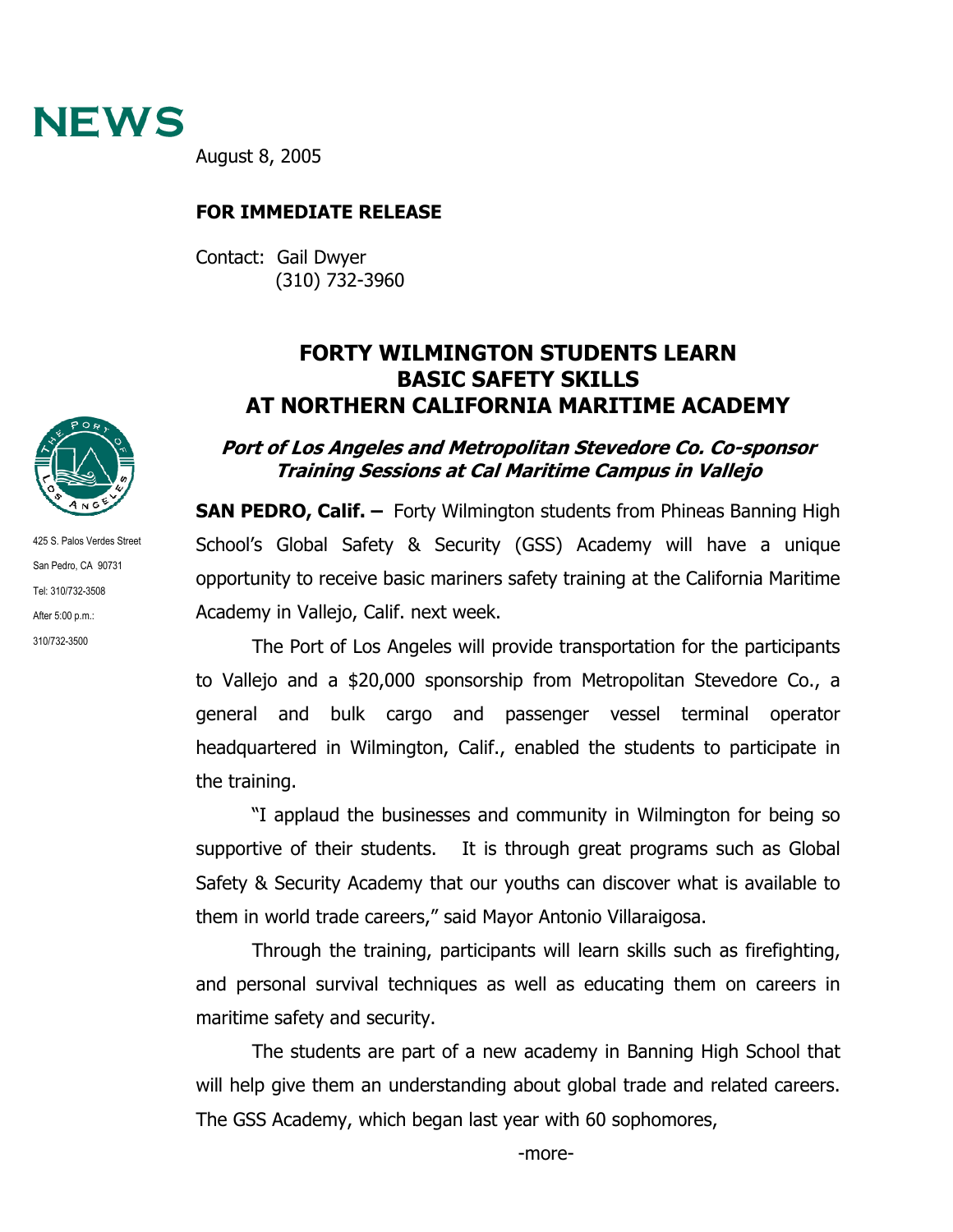# NEWS

August 8, 2005

**FOR IMMEDIATE RELEASE**

Contact: Gail Dwyer
(310) 732-3960

425 S. Palos Verdes Street
San Pedro, CA 90731
Tel: 310/732-3508
After 5:00 p.m.:
310/732-3500

## FORTY WILMINGTON STUDENTS LEARN BASIC SAFETY SKILLS AT NORTHERN CALIFORNIA MARITIME ACADEMY

***Port of Los Angeles and Metropolitan Stevedore Co. Co-sponsor Training Sessions at Cal Maritime Campus in Vallejo***

**SAN PEDRO, Calif. –** Forty Wilmington students from Phineas Banning High School's Global Safety & Security (GSS) Academy will have a unique opportunity to receive basic mariners safety training at the California Maritime Academy in Vallejo, Calif. next week.

The Port of Los Angeles will provide transportation for the participants to Vallejo and a $20,000 sponsorship from Metropolitan Stevedore Co., a general and bulk cargo and passenger vessel terminal operator headquartered in Wilmington, Calif., enabled the students to participate in the training.

"I applaud the businesses and community in Wilmington for being so supportive of their students. It is through great programs such as Global Safety & Security Academy that our youths can discover what is available to them in world trade careers," said Mayor Antonio Villaraigosa.

Through the training, participants will learn skills such as firefighting, and personal survival techniques as well as educating them on careers in maritime safety and security.

The students are part of a new academy in Banning High School that will help give them an understanding about global trade and related careers. The GSS Academy, which began last year with 60 sophomores,

-more-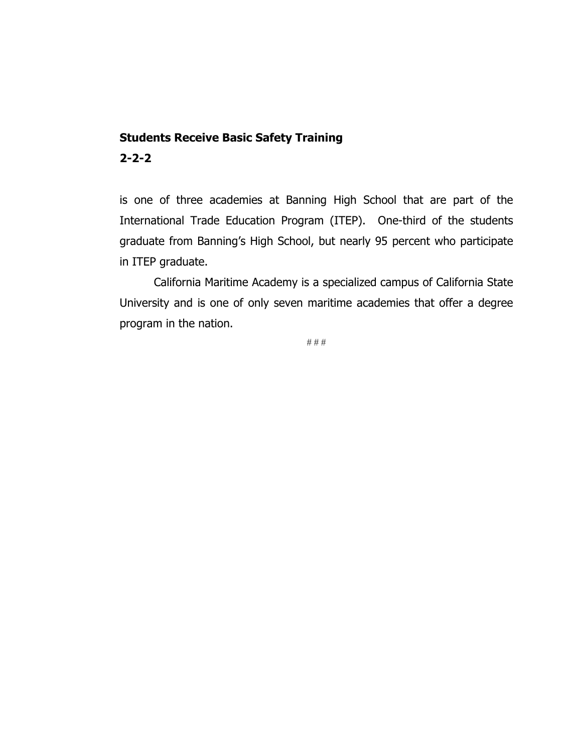is one of three academies at Banning High School that are part of the International Trade Education Program (ITEP). One-third of the students graduate from Banning's High School, but nearly 95 percent who participate in ITEP graduate.

California Maritime Academy is a specialized campus of California State University and is one of only seven maritime academies that offer a degree program in the nation.

###